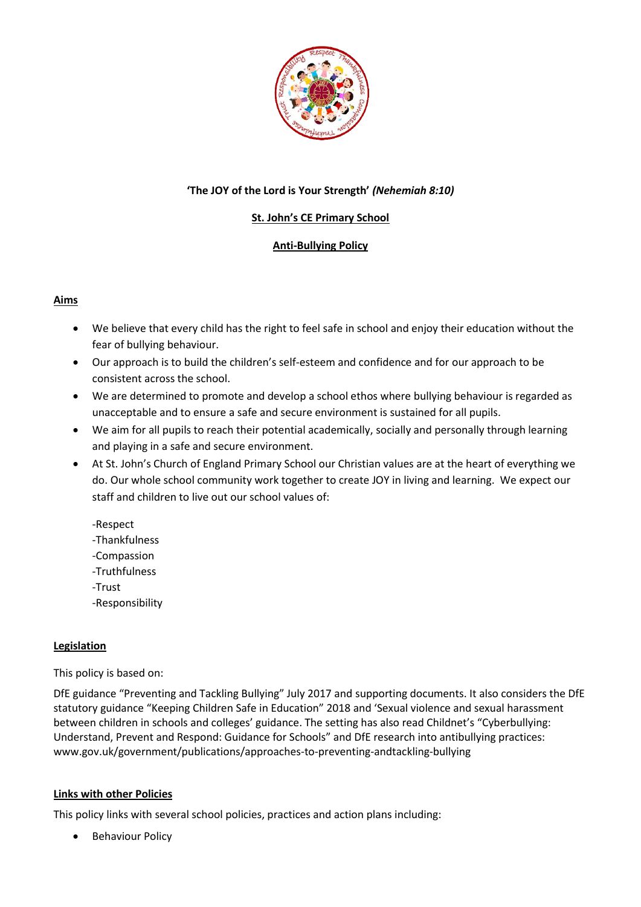**'The JOY of the Lord is Your Strength'** ***(Nehemiah 8:10)***

# St. John's CE Primary School

## Anti-Bullying Policy

### Aims

- We believe that every child has the right to feel safe in school and enjoy their education without the fear of bullying behaviour.
- Our approach is to build the children's self-esteem and confidence and for our approach to be consistent across the school.
- We are determined to promote and develop a school ethos where bullying behaviour is regarded as unacceptable and to ensure a safe and secure environment is sustained for all pupils.
- We aim for all pupils to reach their potential academically, socially and personally through learning and playing in a safe and secure environment.
- At St. John's Church of England Primary School our Christian values are at the heart of everything we do. Our whole school community work together to create JOY in living and learning. We expect our staff and children to live out our school values of:

  -Respect
  -Thankfulness
  -Compassion
  -Truthfulness
  -Trust
  -Responsibility

### Legislation

This policy is based on:

DfE guidance "Preventing and Tackling Bullying" July 2017 and supporting documents. It also considers the DfE statutory guidance "Keeping Children Safe in Education" 2018 and 'Sexual violence and sexual harassment between children in schools and colleges' guidance. The setting has also read Childnet's "Cyberbullying: Understand, Prevent and Respond: Guidance for Schools" and DfE research into antibullying practices: www.gov.uk/government/publications/approaches-to-preventing-andtackling-bullying

### Links with other Policies

This policy links with several school policies, practices and action plans including:

- Behaviour Policy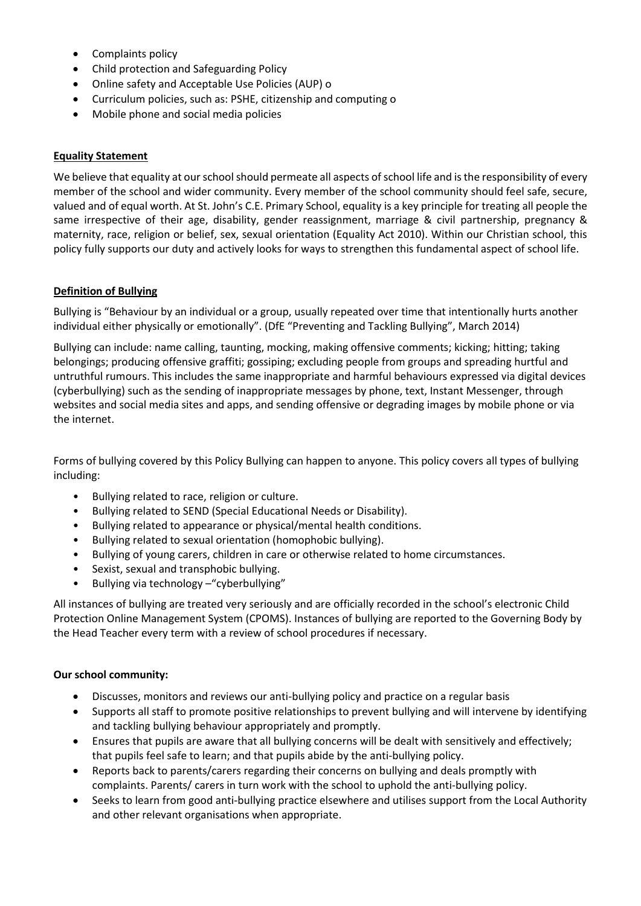- Complaints policy
- Child protection and Safeguarding Policy
- Online safety and Acceptable Use Policies (AUP) o
- Curriculum policies, such as: PSHE, citizenship and computing o
- Mobile phone and social media policies

**Equality Statement**

We believe that equality at our school should permeate all aspects of school life and is the responsibility of every member of the school and wider community. Every member of the school community should feel safe, secure, valued and of equal worth. At St. John's C.E. Primary School, equality is a key principle for treating all people the same irrespective of their age, disability, gender reassignment, marriage & civil partnership, pregnancy & maternity, race, religion or belief, sex, sexual orientation (Equality Act 2010). Within our Christian school, this policy fully supports our duty and actively looks for ways to strengthen this fundamental aspect of school life.

**Definition of Bullying**

Bullying is "Behaviour by an individual or a group, usually repeated over time that intentionally hurts another individual either physically or emotionally". (DfE "Preventing and Tackling Bullying", March 2014)

Bullying can include: name calling, taunting, mocking, making offensive comments; kicking; hitting; taking belongings; producing offensive graffiti; gossiping; excluding people from groups and spreading hurtful and untruthful rumours. This includes the same inappropriate and harmful behaviours expressed via digital devices (cyberbullying) such as the sending of inappropriate messages by phone, text, Instant Messenger, through websites and social media sites and apps, and sending offensive or degrading images by mobile phone or via the internet.

Forms of bullying covered by this Policy Bullying can happen to anyone. This policy covers all types of bullying including:

- Bullying related to race, religion or culture.
- Bullying related to SEND (Special Educational Needs or Disability).
- Bullying related to appearance or physical/mental health conditions.
- Bullying related to sexual orientation (homophobic bullying).
- Bullying of young carers, children in care or otherwise related to home circumstances.
- Sexist, sexual and transphobic bullying.
- Bullying via technology –"cyberbullying"

All instances of bullying are treated very seriously and are officially recorded in the school's electronic Child Protection Online Management System (CPOMS). Instances of bullying are reported to the Governing Body by the Head Teacher every term with a review of school procedures if necessary.

**Our school community:**

- Discusses, monitors and reviews our anti-bullying policy and practice on a regular basis
- Supports all staff to promote positive relationships to prevent bullying and will intervene by identifying and tackling bullying behaviour appropriately and promptly.
- Ensures that pupils are aware that all bullying concerns will be dealt with sensitively and effectively; that pupils feel safe to learn; and that pupils abide by the anti-bullying policy.
- Reports back to parents/carers regarding their concerns on bullying and deals promptly with complaints. Parents/ carers in turn work with the school to uphold the anti-bullying policy.
- Seeks to learn from good anti-bullying practice elsewhere and utilises support from the Local Authority and other relevant organisations when appropriate.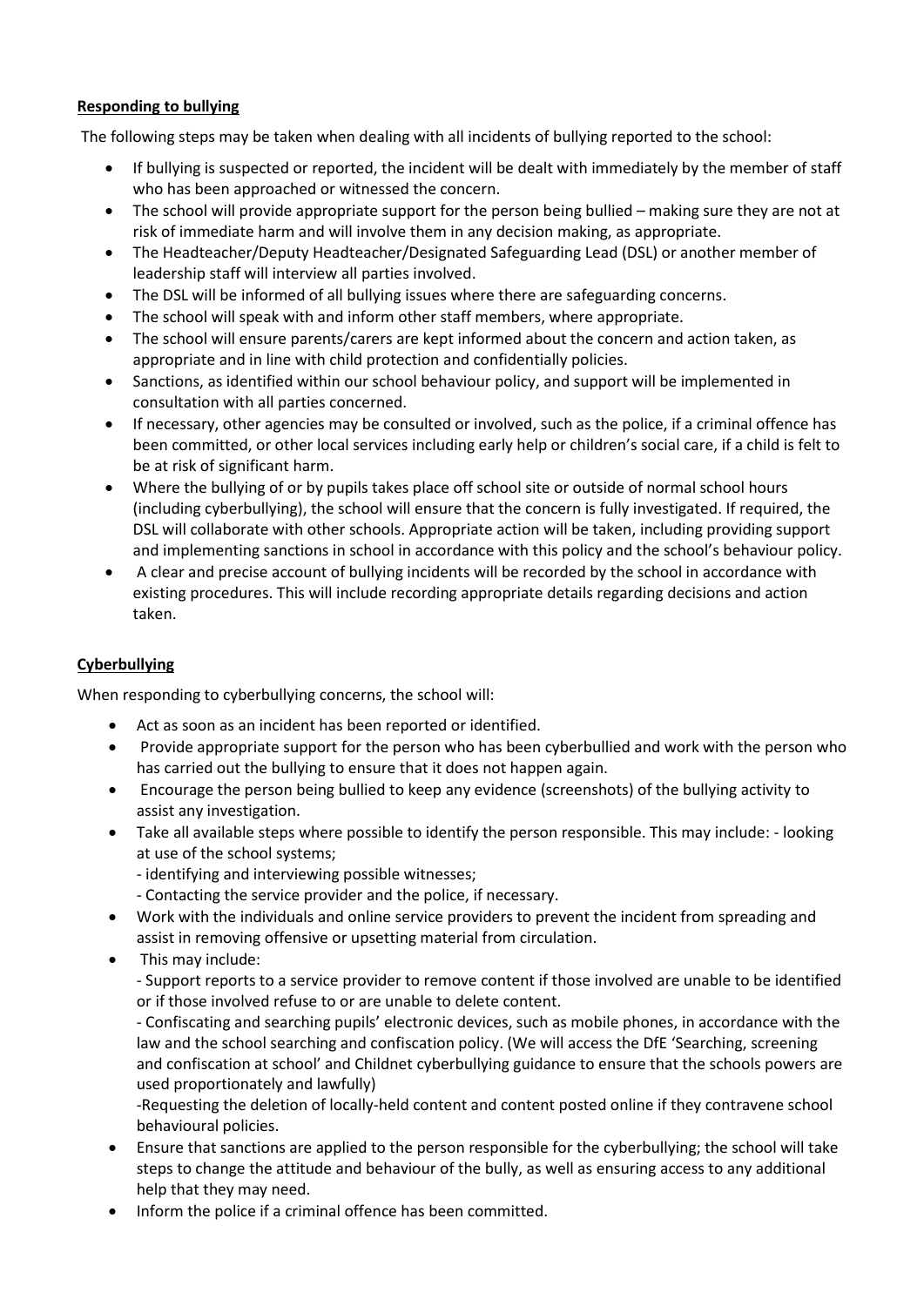**Responding to bullying**

The following steps may be taken when dealing with all incidents of bullying reported to the school:

- If bullying is suspected or reported, the incident will be dealt with immediately by the member of staff who has been approached or witnessed the concern.
- The school will provide appropriate support for the person being bullied – making sure they are not at risk of immediate harm and will involve them in any decision making, as appropriate.
- The Headteacher/Deputy Headteacher/Designated Safeguarding Lead (DSL) or another member of leadership staff will interview all parties involved.
- The DSL will be informed of all bullying issues where there are safeguarding concerns.
- The school will speak with and inform other staff members, where appropriate.
- The school will ensure parents/carers are kept informed about the concern and action taken, as appropriate and in line with child protection and confidentially policies.
- Sanctions, as identified within our school behaviour policy, and support will be implemented in consultation with all parties concerned.
- If necessary, other agencies may be consulted or involved, such as the police, if a criminal offence has been committed, or other local services including early help or children's social care, if a child is felt to be at risk of significant harm.
- Where the bullying of or by pupils takes place off school site or outside of normal school hours (including cyberbullying), the school will ensure that the concern is fully investigated. If required, the DSL will collaborate with other schools. Appropriate action will be taken, including providing support and implementing sanctions in school in accordance with this policy and the school's behaviour policy.
- A clear and precise account of bullying incidents will be recorded by the school in accordance with existing procedures. This will include recording appropriate details regarding decisions and action taken.

**Cyberbullying**

When responding to cyberbullying concerns, the school will:

- Act as soon as an incident has been reported or identified.
- Provide appropriate support for the person who has been cyberbullied and work with the person who has carried out the bullying to ensure that it does not happen again.
- Encourage the person being bullied to keep any evidence (screenshots) of the bullying activity to assist any investigation.
- Take all available steps where possible to identify the person responsible. This may include: - looking at use of the school systems;
  - identifying and interviewing possible witnesses;
  - Contacting the service provider and the police, if necessary.
- Work with the individuals and online service providers to prevent the incident from spreading and assist in removing offensive or upsetting material from circulation.
- This may include:
  - Support reports to a service provider to remove content if those involved are unable to be identified or if those involved refuse to or are unable to delete content.
  - Confiscating and searching pupils' electronic devices, such as mobile phones, in accordance with the law and the school searching and confiscation policy. (We will access the DfE 'Searching, screening and confiscation at school' and Childnet cyberbullying guidance to ensure that the schools powers are used proportionately and lawfully)
  - Requesting the deletion of locally-held content and content posted online if they contravene school behavioural policies.
- Ensure that sanctions are applied to the person responsible for the cyberbullying; the school will take steps to change the attitude and behaviour of the bully, as well as ensuring access to any additional help that they may need.
- Inform the police if a criminal offence has been committed.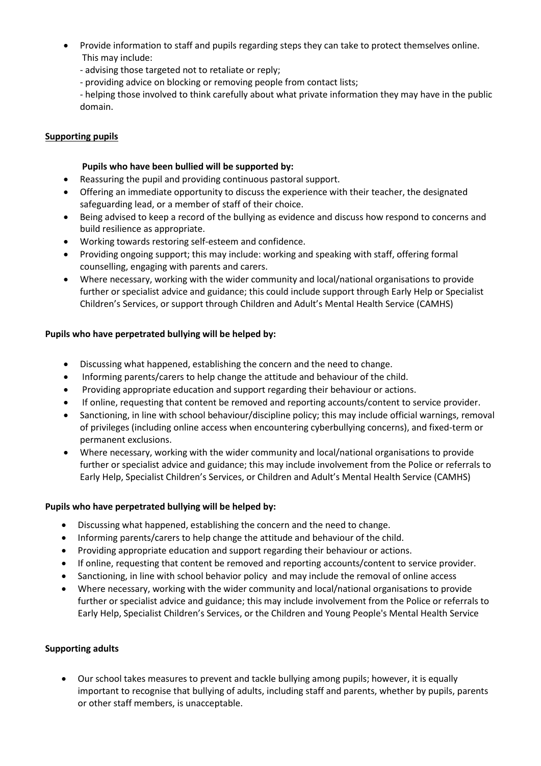- Provide information to staff and pupils regarding steps they can take to protect themselves online. This may include:
  - advising those targeted not to retaliate or reply;
  - providing advice on blocking or removing people from contact lists;
  - helping those involved to think carefully about what private information they may have in the public domain.

## Supporting pupils

**Pupils who have been bullied will be supported by:**

- Reassuring the pupil and providing continuous pastoral support.
- Offering an immediate opportunity to discuss the experience with their teacher, the designated safeguarding lead, or a member of staff of their choice.
- Being advised to keep a record of the bullying as evidence and discuss how respond to concerns and build resilience as appropriate.
- Working towards restoring self-esteem and confidence.
- Providing ongoing support; this may include: working and speaking with staff, offering formal counselling, engaging with parents and carers.
- Where necessary, working with the wider community and local/national organisations to provide further or specialist advice and guidance; this could include support through Early Help or Specialist Children's Services, or support through Children and Adult's Mental Health Service (CAMHS)

**Pupils who have perpetrated bullying will be helped by:**

- Discussing what happened, establishing the concern and the need to change.
- Informing parents/carers to help change the attitude and behaviour of the child.
- Providing appropriate education and support regarding their behaviour or actions.
- If online, requesting that content be removed and reporting accounts/content to service provider.
- Sanctioning, in line with school behaviour/discipline policy; this may include official warnings, removal of privileges (including online access when encountering cyberbullying concerns), and fixed-term or permanent exclusions.
- Where necessary, working with the wider community and local/national organisations to provide further or specialist advice and guidance; this may include involvement from the Police or referrals to Early Help, Specialist Children's Services, or Children and Adult's Mental Health Service (CAMHS)

**Pupils who have perpetrated bullying will be helped by:**

- Discussing what happened, establishing the concern and the need to change.
- Informing parents/carers to help change the attitude and behaviour of the child.
- Providing appropriate education and support regarding their behaviour or actions.
- If online, requesting that content be removed and reporting accounts/content to service provider.
- Sanctioning, in line with school behavior policy and may include the removal of online access
- Where necessary, working with the wider community and local/national organisations to provide further or specialist advice and guidance; this may include involvement from the Police or referrals to Early Help, Specialist Children's Services, or the Children and Young People's Mental Health Service

**Supporting adults**

- Our school takes measures to prevent and tackle bullying among pupils; however, it is equally important to recognise that bullying of adults, including staff and parents, whether by pupils, parents or other staff members, is unacceptable.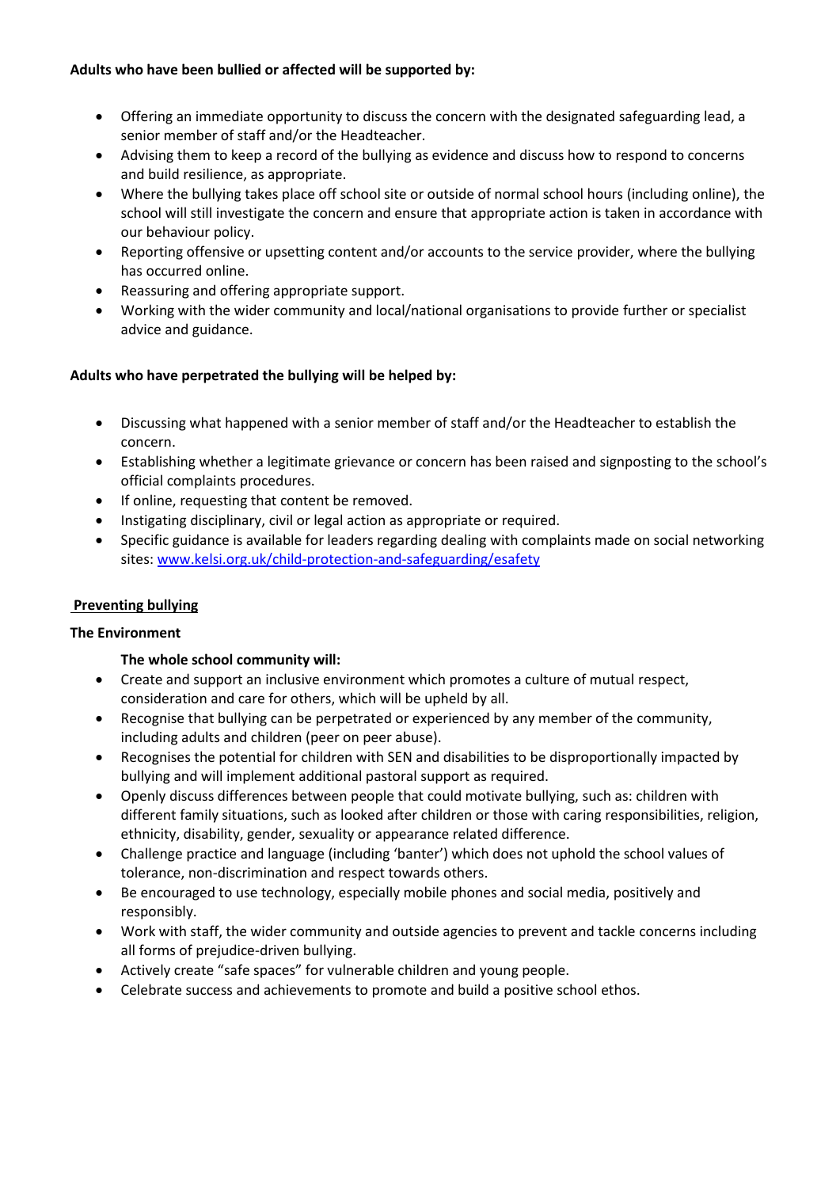**Adults who have been bullied or affected will be supported by:**

- Offering an immediate opportunity to discuss the concern with the designated safeguarding lead, a senior member of staff and/or the Headteacher.
- Advising them to keep a record of the bullying as evidence and discuss how to respond to concerns and build resilience, as appropriate.
- Where the bullying takes place off school site or outside of normal school hours (including online), the school will still investigate the concern and ensure that appropriate action is taken in accordance with our behaviour policy.
- Reporting offensive or upsetting content and/or accounts to the service provider, where the bullying has occurred online.
- Reassuring and offering appropriate support.
- Working with the wider community and local/national organisations to provide further or specialist advice and guidance.

**Adults who have perpetrated the bullying will be helped by:**

- Discussing what happened with a senior member of staff and/or the Headteacher to establish the concern.
- Establishing whether a legitimate grievance or concern has been raised and signposting to the school's official complaints procedures.
- If online, requesting that content be removed.
- Instigating disciplinary, civil or legal action as appropriate or required.
- Specific guidance is available for leaders regarding dealing with complaints made on social networking sites: [www.kelsi.org.uk/child-protection-and-safeguarding/esafety](www.kelsi.org.uk/child-protection-and-safeguarding/esafety)

## Preventing bullying

### The Environment

**The whole school community will:**

- Create and support an inclusive environment which promotes a culture of mutual respect, consideration and care for others, which will be upheld by all.
- Recognise that bullying can be perpetrated or experienced by any member of the community, including adults and children (peer on peer abuse).
- Recognises the potential for children with SEN and disabilities to be disproportionally impacted by bullying and will implement additional pastoral support as required.
- Openly discuss differences between people that could motivate bullying, such as: children with different family situations, such as looked after children or those with caring responsibilities, religion, ethnicity, disability, gender, sexuality or appearance related difference.
- Challenge practice and language (including 'banter') which does not uphold the school values of tolerance, non-discrimination and respect towards others.
- Be encouraged to use technology, especially mobile phones and social media, positively and responsibly.
- Work with staff, the wider community and outside agencies to prevent and tackle concerns including all forms of prejudice-driven bullying.
- Actively create "safe spaces" for vulnerable children and young people.
- Celebrate success and achievements to promote and build a positive school ethos.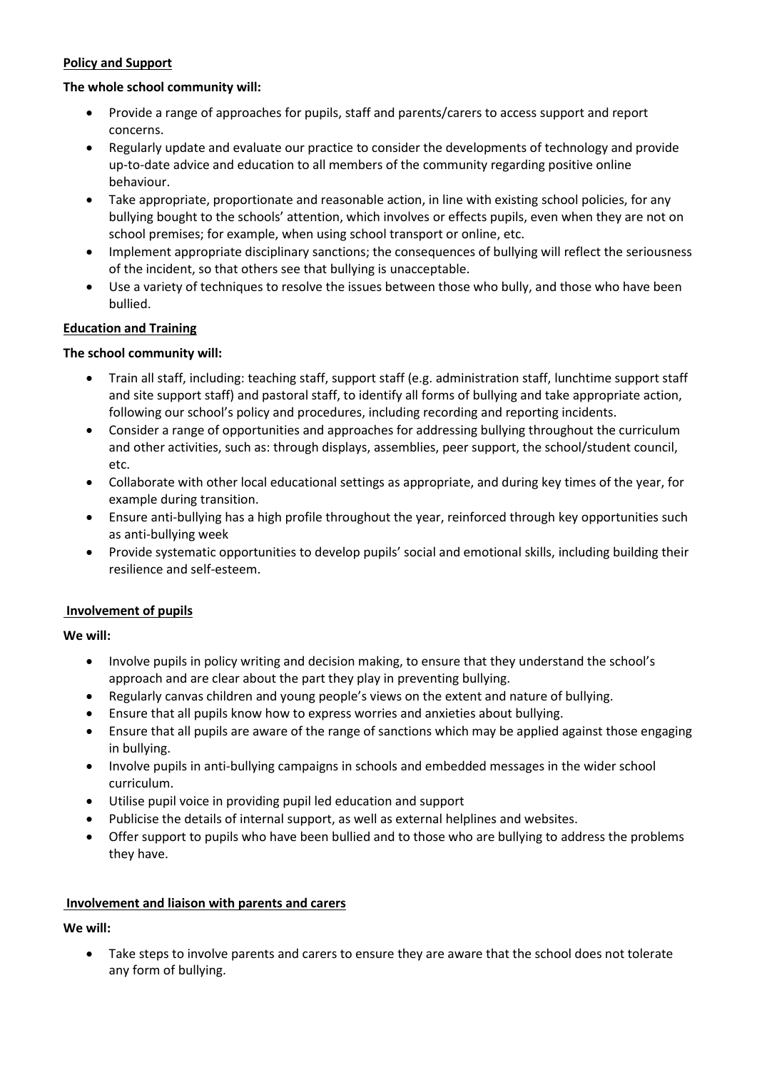**Policy and Support**

**The whole school community will:**

- Provide a range of approaches for pupils, staff and parents/carers to access support and report concerns.
- Regularly update and evaluate our practice to consider the developments of technology and provide up-to-date advice and education to all members of the community regarding positive online behaviour.
- Take appropriate, proportionate and reasonable action, in line with existing school policies, for any bullying bought to the schools' attention, which involves or effects pupils, even when they are not on school premises; for example, when using school transport or online, etc.
- Implement appropriate disciplinary sanctions; the consequences of bullying will reflect the seriousness of the incident, so that others see that bullying is unacceptable.
- Use a variety of techniques to resolve the issues between those who bully, and those who have been bullied.

**Education and Training**

**The school community will:**

- Train all staff, including: teaching staff, support staff (e.g. administration staff, lunchtime support staff and site support staff) and pastoral staff, to identify all forms of bullying and take appropriate action, following our school's policy and procedures, including recording and reporting incidents.
- Consider a range of opportunities and approaches for addressing bullying throughout the curriculum and other activities, such as: through displays, assemblies, peer support, the school/student council, etc.
- Collaborate with other local educational settings as appropriate, and during key times of the year, for example during transition.
- Ensure anti-bullying has a high profile throughout the year, reinforced through key opportunities such as anti-bullying week
- Provide systematic opportunities to develop pupils' social and emotional skills, including building their resilience and self-esteem.

**Involvement of pupils**

**We will:**

- Involve pupils in policy writing and decision making, to ensure that they understand the school's approach and are clear about the part they play in preventing bullying.
- Regularly canvas children and young people's views on the extent and nature of bullying.
- Ensure that all pupils know how to express worries and anxieties about bullying.
- Ensure that all pupils are aware of the range of sanctions which may be applied against those engaging in bullying.
- Involve pupils in anti-bullying campaigns in schools and embedded messages in the wider school curriculum.
- Utilise pupil voice in providing pupil led education and support
- Publicise the details of internal support, as well as external helplines and websites.
- Offer support to pupils who have been bullied and to those who are bullying to address the problems they have.

**Involvement and liaison with parents and carers**

**We will:**

- Take steps to involve parents and carers to ensure they are aware that the school does not tolerate any form of bullying.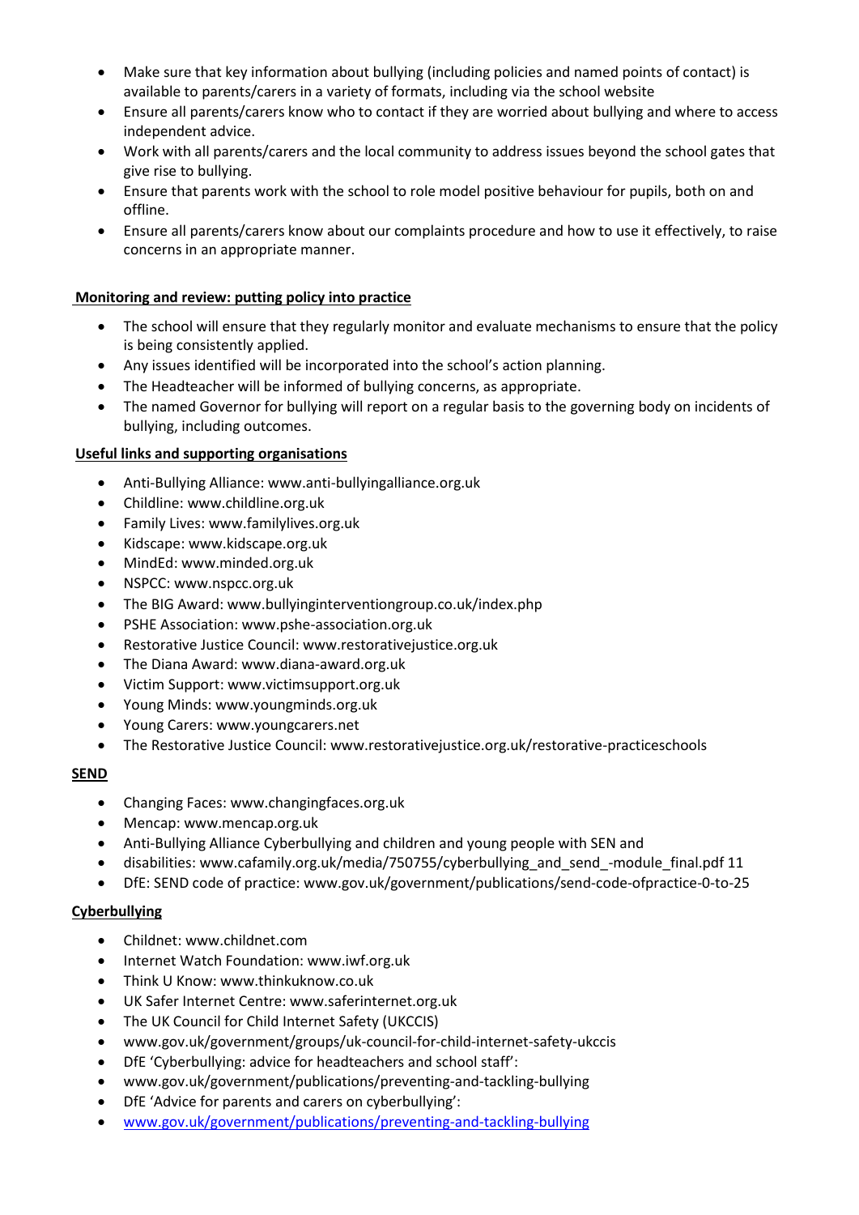- Make sure that key information about bullying (including policies and named points of contact) is available to parents/carers in a variety of formats, including via the school website
- Ensure all parents/carers know who to contact if they are worried about bullying and where to access independent advice.
- Work with all parents/carers and the local community to address issues beyond the school gates that give rise to bullying.
- Ensure that parents work with the school to role model positive behaviour for pupils, both on and offline.
- Ensure all parents/carers know about our complaints procedure and how to use it effectively, to raise concerns in an appropriate manner.

## Monitoring and review: putting policy into practice

- The school will ensure that they regularly monitor and evaluate mechanisms to ensure that the policy is being consistently applied.
- Any issues identified will be incorporated into the school's action planning.
- The Headteacher will be informed of bullying concerns, as appropriate.
- The named Governor for bullying will report on a regular basis to the governing body on incidents of bullying, including outcomes.

## Useful links and supporting organisations

- Anti-Bullying Alliance: www.anti-bullyingalliance.org.uk
- Childline: www.childline.org.uk
- Family Lives: www.familylives.org.uk
- Kidscape: www.kidscape.org.uk
- MindEd: www.minded.org.uk
- NSPCC: www.nspcc.org.uk
- The BIG Award: www.bullyinginterventiongroup.co.uk/index.php
- PSHE Association: www.pshe-association.org.uk
- Restorative Justice Council: www.restorativejustice.org.uk
- The Diana Award: www.diana-award.org.uk
- Victim Support: www.victimsupport.org.uk
- Young Minds: www.youngminds.org.uk
- Young Carers: www.youngcarers.net
- The Restorative Justice Council: www.restorativejustice.org.uk/restorative-practiceschools

## SEND

- Changing Faces: www.changingfaces.org.uk
- Mencap: www.mencap.org.uk
- Anti-Bullying Alliance Cyberbullying and children and young people with SEN and
- disabilities: www.cafamily.org.uk/media/750755/cyberbullying_and_send_-module_final.pdf 11
- DfE: SEND code of practice: www.gov.uk/government/publications/send-code-ofpractice-0-to-25

## Cyberbullying

- Childnet: www.childnet.com
- Internet Watch Foundation: www.iwf.org.uk
- Think U Know: www.thinkuknow.co.uk
- UK Safer Internet Centre: www.saferinternet.org.uk
- The UK Council for Child Internet Safety (UKCCIS)
- www.gov.uk/government/groups/uk-council-for-child-internet-safety-ukccis
- DfE 'Cyberbullying: advice for headteachers and school staff':
- www.gov.uk/government/publications/preventing-and-tackling-bullying
- DfE 'Advice for parents and carers on cyberbullying':
- www.gov.uk/government/publications/preventing-and-tackling-bullying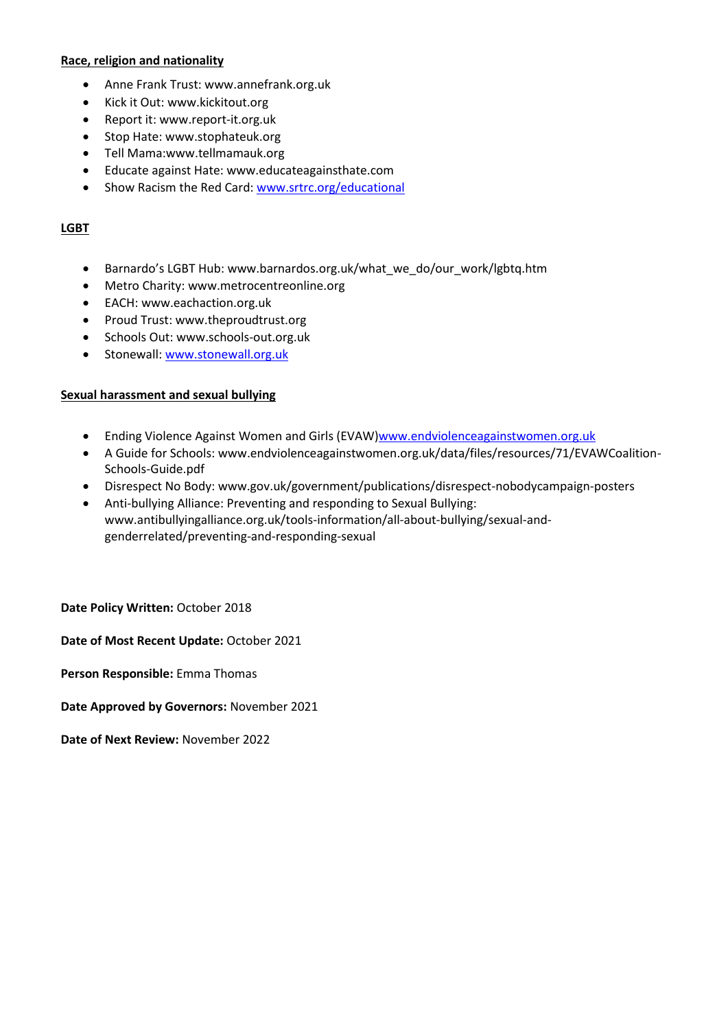**Race, religion and nationality**

- Anne Frank Trust: www.annefrank.org.uk
- Kick it Out: www.kickitout.org
- Report it: www.report-it.org.uk
- Stop Hate: www.stophateuk.org
- Tell Mama:www.tellmamauk.org
- Educate against Hate: www.educateagainsthate.com
- Show Racism the Red Card: www.srtrc.org/educational

**LGBT**

- Barnardo's LGBT Hub: www.barnardos.org.uk/what_we_do/our_work/lgbtq.htm
- Metro Charity: www.metrocentreonline.org
- EACH: www.eachaction.org.uk
- Proud Trust: www.theproudtrust.org
- Schools Out: www.schools-out.org.uk
- Stonewall: www.stonewall.org.uk

**Sexual harassment and sexual bullying**

- Ending Violence Against Women and Girls (EVAW)www.endviolenceagainstwomen.org.uk
- A Guide for Schools: www.endviolenceagainstwomen.org.uk/data/files/resources/71/EVAWCoalition-Schools-Guide.pdf
- Disrespect No Body: www.gov.uk/government/publications/disrespect-nobodycampaign-posters
- Anti-bullying Alliance: Preventing and responding to Sexual Bullying: www.antibullyingalliance.org.uk/tools-information/all-about-bullying/sexual-and-genderrelated/preventing-and-responding-sexual

**Date Policy Written:** October 2018

**Date of Most Recent Update:** October 2021

**Person Responsible:** Emma Thomas

**Date Approved by Governors:** November 2021

**Date of Next Review:** November 2022